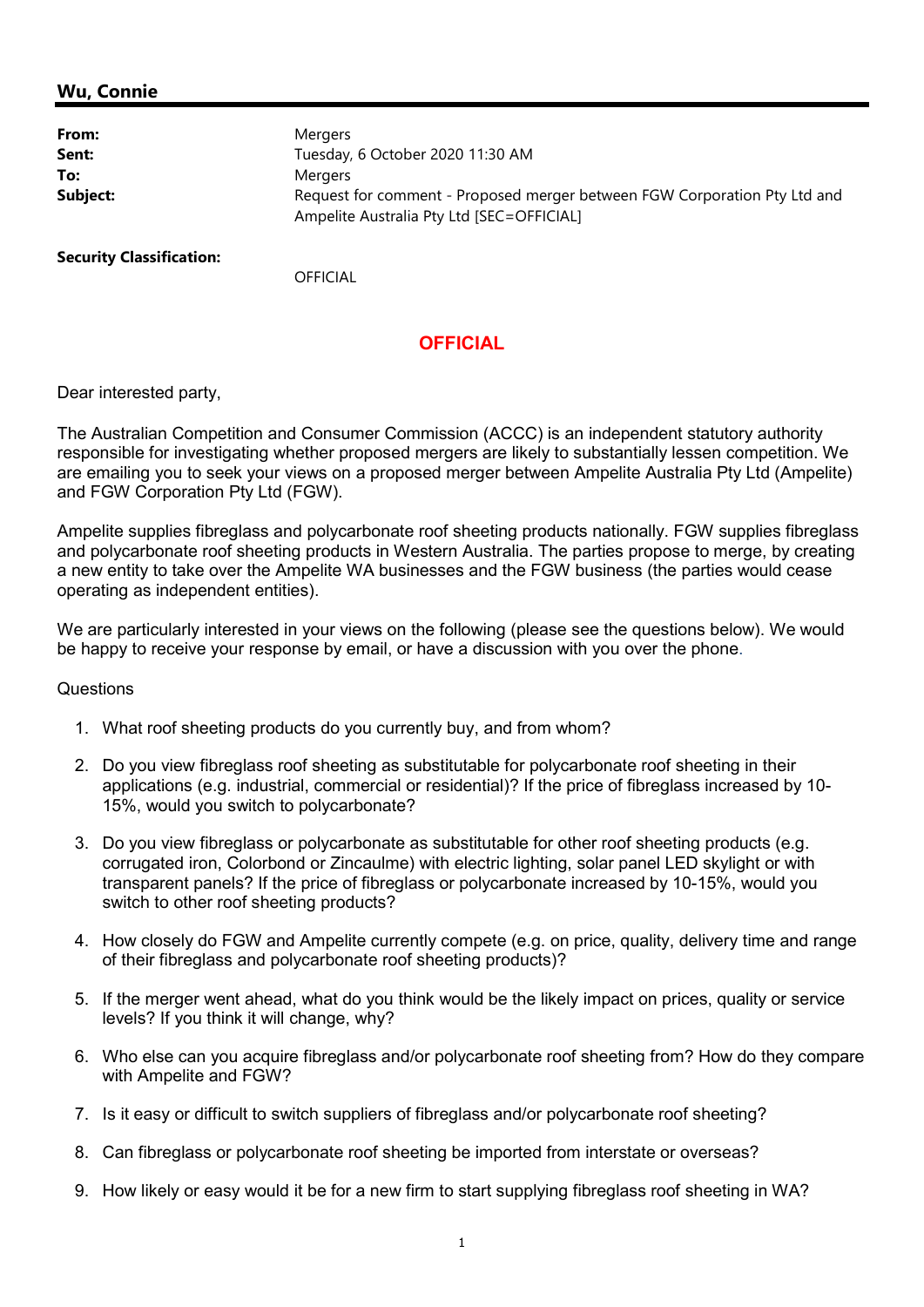## Wu, Connie

**From:** Mergers
**Sent:** Tuesday, 6 October 2020 11:30 AM
**To:** Mergers
**Subject:** Request for comment - Proposed merger between FGW Corporation Pty Ltd and Ampelite Australia Pty Ltd [SEC=OFFICIAL]

**Security Classification:** OFFICIAL

**OFFICIAL**

Dear interested party,

The Australian Competition and Consumer Commission (ACCC) is an independent statutory authority responsible for investigating whether proposed mergers are likely to substantially lessen competition. We are emailing you to seek your views on a proposed merger between Ampelite Australia Pty Ltd (Ampelite) and FGW Corporation Pty Ltd (FGW).

Ampelite supplies fibreglass and polycarbonate roof sheeting products nationally. FGW supplies fibreglass and polycarbonate roof sheeting products in Western Australia. The parties propose to merge, by creating a new entity to take over the Ampelite WA businesses and the FGW business (the parties would cease operating as independent entities).

We are particularly interested in your views on the following (please see the questions below). We would be happy to receive your response by email, or have a discussion with you over the phone.

Questions

1. What roof sheeting products do you currently buy, and from whom?
2. Do you view fibreglass roof sheeting as substitutable for polycarbonate roof sheeting in their applications (e.g. industrial, commercial or residential)? If the price of fibreglass increased by 10-15%, would you switch to polycarbonate?
3. Do you view fibreglass or polycarbonate as substitutable for other roof sheeting products (e.g. corrugated iron, Colorbond or Zincaulme) with electric lighting, solar panel LED skylight or with transparent panels? If the price of fibreglass or polycarbonate increased by 10-15%, would you switch to other roof sheeting products?
4. How closely do FGW and Ampelite currently compete (e.g. on price, quality, delivery time and range of their fibreglass and polycarbonate roof sheeting products)?
5. If the merger went ahead, what do you think would be the likely impact on prices, quality or service levels? If you think it will change, why?
6. Who else can you acquire fibreglass and/or polycarbonate roof sheeting from? How do they compare with Ampelite and FGW?
7. Is it easy or difficult to switch suppliers of fibreglass and/or polycarbonate roof sheeting?
8. Can fibreglass or polycarbonate roof sheeting be imported from interstate or overseas?
9. How likely or easy would it be for a new firm to start supplying fibreglass roof sheeting in WA?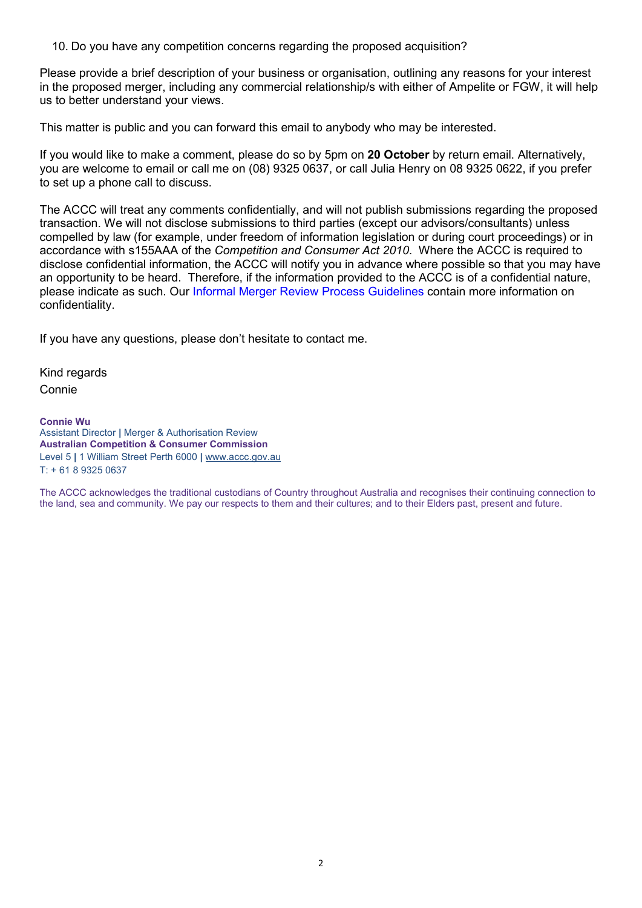10. Do you have any competition concerns regarding the proposed acquisition?

Please provide a brief description of your business or organisation, outlining any reasons for your interest in the proposed merger, including any commercial relationship/s with either of Ampelite or FGW, it will help us to better understand your views.

This matter is public and you can forward this email to anybody who may be interested.

If you would like to make a comment, please do so by 5pm on **20 October** by return email. Alternatively, you are welcome to email or call me on (08) 9325 0637, or call Julia Henry on 08 9325 0622, if you prefer to set up a phone call to discuss.

The ACCC will treat any comments confidentially, and will not publish submissions regarding the proposed transaction. We will not disclose submissions to third parties (except our advisors/consultants) unless compelled by law (for example, under freedom of information legislation or during court proceedings) or in accordance with s155AAA of the *Competition and Consumer Act 2010*. Where the ACCC is required to disclose confidential information, the ACCC will notify you in advance where possible so that you may have an opportunity to be heard. Therefore, if the information provided to the ACCC is of a confidential nature, please indicate as such. Our Informal Merger Review Process Guidelines contain more information on confidentiality.

If you have any questions, please don't hesitate to contact me.

Kind regards
Connie

**Connie Wu**
Assistant Director | Merger & Authorisation Review
**Australian Competition & Consumer Commission**
Level 5 | 1 William Street Perth 6000 | www.accc.gov.au
T: + 61 8 9325 0637

The ACCC acknowledges the traditional custodians of Country throughout Australia and recognises their continuing connection to the land, sea and community. We pay our respects to them and their cultures; and to their Elders past, present and future.